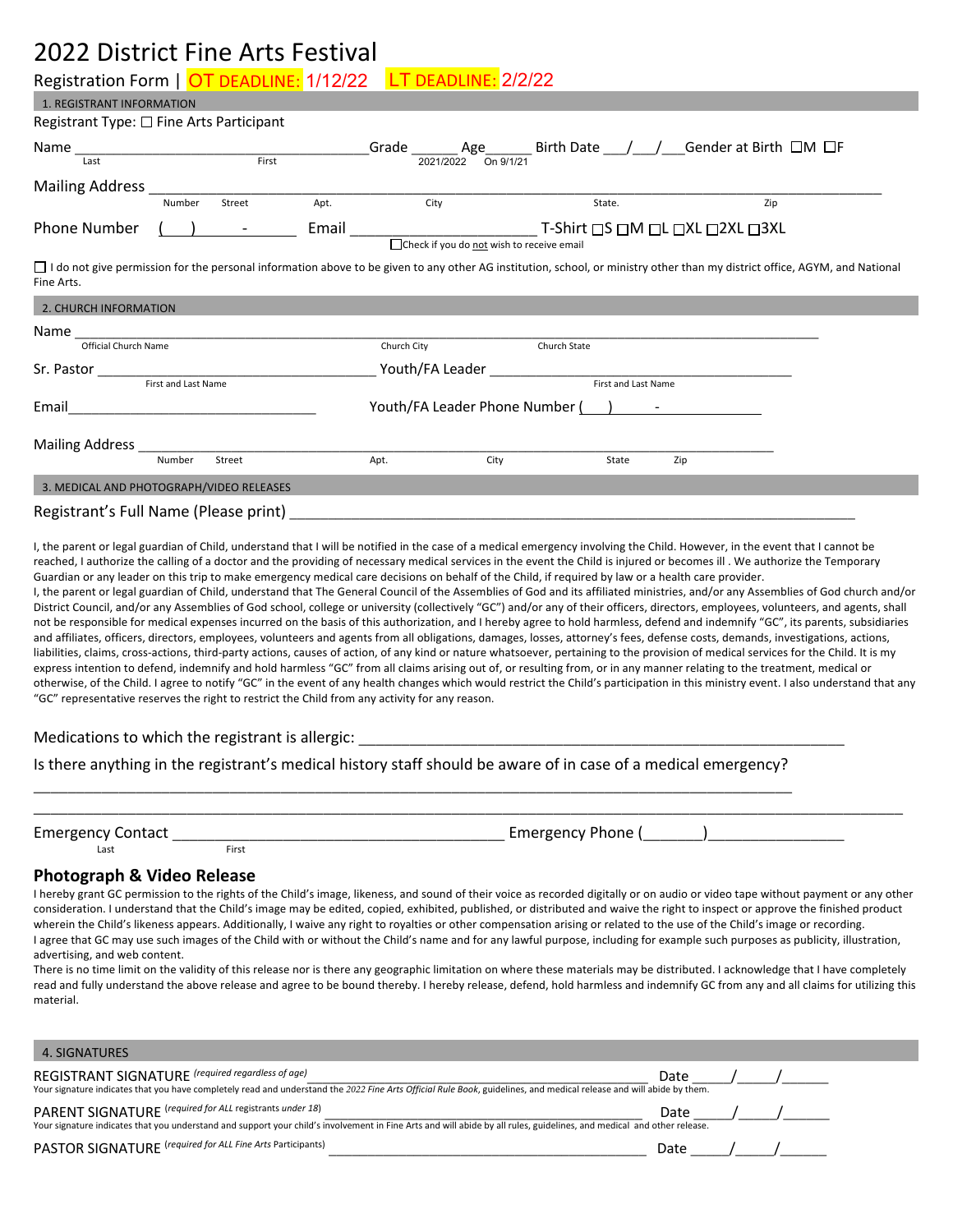# 2022 District Fine Arts Festival

Registration Form | OT DEADLINE: 1/12/22 LT DEADLINE: 2/2/22

## 1. REGISTRANT INFORMATION

Registrant Type: ☐ Fine Arts Participant

Name ______________________________ Grade ______ Age______ Birth Date ___/___/___ Gender at Birth ☐M ☐F
Last First 2021/2022 On 9/1/21

Mailing Address ____________________________________________________________
Number Street Apt. City State. Zip

Phone Number ( ) - Email ______________________ T-Shirt ☐S ☐M ☐L ☐XL ☐2XL ☐3XL
☐Check if you do not wish to receive email

☐ I do not give permission for the personal information above to be given to any other AG institution, school, or ministry other than my district office, AGYM, and National Fine Arts.

## 2. CHURCH INFORMATION

Name ____________________________________________________________
Official Church Name Church City Church State

Sr. Pastor ______________________________ Youth/FA Leader ______________________________
First and Last Name First and Last Name

Email ______________________________ Youth/FA Leader Phone Number ( ) -

Mailing Address ____________________________________________________________
Number Street Apt. City State Zip

## 3. MEDICAL AND PHOTOGRAPH/VIDEO RELEASES

Registrant's Full Name (Please print) ______________________________________________

I, the parent or legal guardian of Child, understand that I will be notified in the case of a medical emergency involving the Child. However, in the event that I cannot be reached, I authorize the calling of a doctor and the providing of necessary medical services in the event the Child is injured or becomes ill . We authorize the Temporary Guardian or any leader on this trip to make emergency medical care decisions on behalf of the Child, if required by law or a health care provider.
I, the parent or legal guardian of Child, understand that The General Council of the Assemblies of God and its affiliated ministries, and/or any Assemblies of God church and/or District Council, and/or any Assemblies of God school, college or university (collectively "GC") and/or any of their officers, directors, employees, volunteers, and agents, shall not be responsible for medical expenses incurred on the basis of this authorization, and I hereby agree to hold harmless, defend and indemnify "GC", its parents, subsidiaries and affiliates, officers, directors, employees, volunteers and agents from all obligations, damages, losses, attorney's fees, defense costs, demands, investigations, actions, liabilities, claims, cross-actions, third-party actions, causes of action, of any kind or nature whatsoever, pertaining to the provision of medical services for the Child. It is my express intention to defend, indemnify and hold harmless "GC" from all claims arising out of, or resulting from, or in any manner relating to the treatment, medical or otherwise, of the Child. I agree to notify "GC" in the event of any health changes which would restrict the Child's participation in this ministry event. I also understand that any "GC" representative reserves the right to restrict the Child from any activity for any reason.

Medications to which the registrant is allergic: ______________________________________________

Is there anything in the registrant's medical history staff should be aware of in case of a medical emergency?

____________________________________________________________

____________________________________________________________

Emergency Contact ______________________________ Emergency Phone (_______)________________
Last First

### Photograph & Video Release

I hereby grant GC permission to the rights of the Child's image, likeness, and sound of their voice as recorded digitally or on audio or video tape without payment or any other consideration. I understand that the Child's image may be edited, copied, exhibited, published, or distributed and waive the right to inspect or approve the finished product wherein the Child's likeness appears. Additionally, I waive any right to royalties or other compensation arising or related to the use of the Child's image or recording.
I agree that GC may use such images of the Child with or without the Child's name and for any lawful purpose, including for example such purposes as publicity, illustration, advertising, and web content.
There is no time limit on the validity of this release nor is there any geographic limitation on where these materials may be distributed. I acknowledge that I have completely read and fully understand the above release and agree to be bound thereby. I hereby release, defend, hold harmless and indemnify GC from any and all claims for utilizing this material.

## 4. SIGNATURES

REGISTRANT SIGNATURE *(required regardless of age)* ______________________________ Date _____/_____/______
Your signature indicates that you have completely read and understand the *2022 Fine Arts Official Rule Book*, guidelines, and medical release and will abide by them.

PARENT SIGNATURE *(required for ALL registrants under 18)* ______________________________ Date _____/_____/______
Your signature indicates that you understand and support your child's involvement in Fine Arts and will abide by all rules, guidelines, and medical and other release.

PASTOR SIGNATURE *(required for ALL Fine Arts Participants)* ______________________________ Date _____/_____/______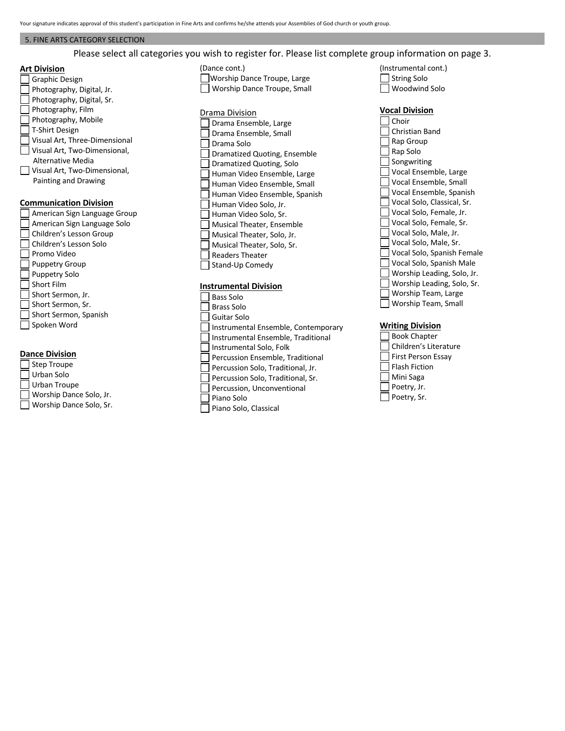Your signature indicates approval of this student's participation in Fine Arts and confirms he/she attends your Assemblies of God church or youth group.

## 5. FINE ARTS CATEGORY SELECTION

Please select all categories you wish to register for. Please list complete group information on page 3.

**Art Division**

- ☐ Graphic Design
- ☐ Photography, Digital, Jr.
- ☐ Photography, Digital, Sr.
- ☐ Photography, Film
- ☐ Photography, Mobile
- ☐ T-Shirt Design
- ☐ Visual Art, Three-Dimensional
- ☐ Visual Art, Two-Dimensional, Alternative Media
- ☐ Visual Art, Two-Dimensional, Painting and Drawing

**Communication Division**

- ☐ American Sign Language Group
- ☐ American Sign Language Solo
- ☐ Children's Lesson Group
- ☐ Children's Lesson Solo
- ☐ Promo Video
- ☐ Puppetry Group
- ☐ Puppetry Solo
- ☐ Short Film
- ☐ Short Sermon, Jr.
- ☐ Short Sermon, Sr.
- ☐ Short Sermon, Spanish
- ☐ Spoken Word

**Dance Division**

- ☐ Step Troupe
- ☐ Urban Solo
- ☐ Urban Troupe
- ☐ Worship Dance Solo, Jr.
- ☐ Worship Dance Solo, Sr.

(Dance cont.)

- ☐ Worship Dance Troupe, Large
- ☐ Worship Dance Troupe, Small

Drama Division

- ☐ Drama Ensemble, Large
- ☐ Drama Ensemble, Small
- ☐ Drama Solo
- ☐ Dramatized Quoting, Ensemble
- ☐ Dramatized Quoting, Solo
- ☐ Human Video Ensemble, Large
- ☐ Human Video Ensemble, Small
- ☐ Human Video Ensemble, Spanish
- ☐ Human Video Solo, Jr.
- ☐ Human Video Solo, Sr.
- ☐ Musical Theater, Ensemble
- ☐ Musical Theater, Solo, Jr.
- ☐ Musical Theater, Solo, Sr.
- ☐ Readers Theater
- ☐ Stand-Up Comedy

**Instrumental Division**

- ☐ Bass Solo
- ☐ Brass Solo
- ☐ Guitar Solo
- ☐ Instrumental Ensemble, Contemporary
- ☐ Instrumental Ensemble, Traditional
- ☐ Instrumental Solo, Folk
- ☐ Percussion Ensemble, Traditional
- ☐ Percussion Solo, Traditional, Jr.
- ☐ Percussion Solo, Traditional, Sr.
- ☐ Percussion, Unconventional
- ☐ Piano Solo
- ☐ Piano Solo, Classical

(Instrumental cont.)

- ☐ String Solo
- ☐ Woodwind Solo

**Vocal Division**

- ☐ Choir
- ☐ Christian Band
- ☐ Rap Group
- ☐ Rap Solo
- ☐ Songwriting
- ☐ Vocal Ensemble, Large
- ☐ Vocal Ensemble, Small
- ☐ Vocal Ensemble, Spanish
- ☐ Vocal Solo, Classical, Sr.
- ☐ Vocal Solo, Female, Jr.
- ☐ Vocal Solo, Female, Sr.
- ☐ Vocal Solo, Male, Jr.
- ☐ Vocal Solo, Male, Sr.
- ☐ Vocal Solo, Spanish Female
- ☐ Vocal Solo, Spanish Male
- ☐ Worship Leading, Solo, Jr.
- ☐ Worship Leading, Solo, Sr.
- ☐ Worship Team, Large
- ☐ Worship Team, Small

**Writing Division**

- ☐ Book Chapter
- ☐ Children's Literature
- ☐ First Person Essay
- ☐ Flash Fiction
- ☐ Mini Saga
- ☐ Poetry, Jr.
- ☐ Poetry, Sr.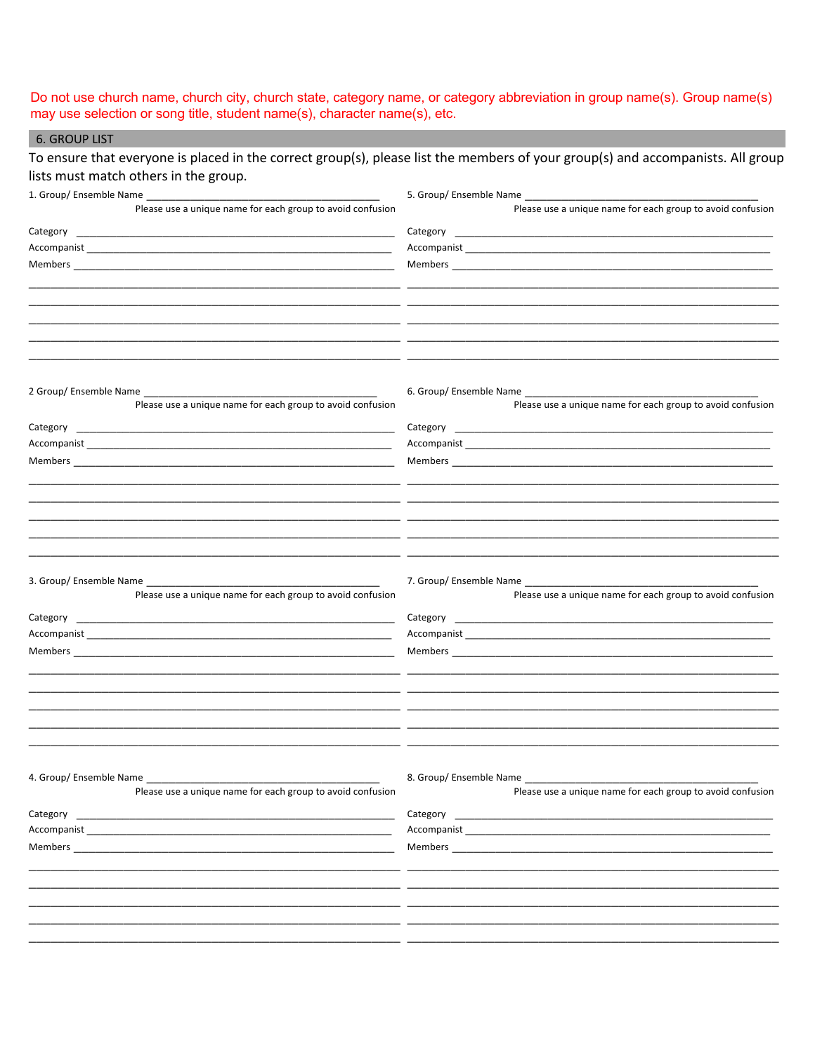Do not use church name, church city, church state, category name, or category abbreviation in group name(s). Group name(s) may use selection or song title, student name(s), character name(s), etc.

## 6. GROUP LIST

To ensure that everyone is placed in the correct group(s), please list the members of your group(s) and accompanists. All group lists must match others in the group.

1. Group/ Ensemble Name ___________________________________________

Please use a unique name for each group to avoid confusion

Category ___________________________________________________________

Accompanist ________________________________________________________

Members ____________________________________________________________

____________________________________________________________________

____________________________________________________________________

____________________________________________________________________

____________________________________________________________________

____________________________________________________________________

2 Group/ Ensemble Name ___________________________________________

Please use a unique name for each group to avoid confusion

Category ___________________________________________________________

Accompanist ________________________________________________________

Members ____________________________________________________________

____________________________________________________________________

____________________________________________________________________

____________________________________________________________________

____________________________________________________________________

____________________________________________________________________

3. Group/ Ensemble Name ___________________________________________

Please use a unique name for each group to avoid confusion

Category ___________________________________________________________

Accompanist ________________________________________________________

Members ____________________________________________________________

____________________________________________________________________

____________________________________________________________________

____________________________________________________________________

____________________________________________________________________

____________________________________________________________________

4. Group/ Ensemble Name ___________________________________________

Please use a unique name for each group to avoid confusion

Category ___________________________________________________________

Accompanist ________________________________________________________

Members ____________________________________________________________

____________________________________________________________________

____________________________________________________________________

____________________________________________________________________

____________________________________________________________________

____________________________________________________________________

5. Group/ Ensemble Name ___________________________________________

Please use a unique name for each group to avoid confusion

Category ___________________________________________________________

Accompanist ________________________________________________________

Members ____________________________________________________________

____________________________________________________________________

____________________________________________________________________

____________________________________________________________________

____________________________________________________________________

____________________________________________________________________

6. Group/ Ensemble Name ___________________________________________

Please use a unique name for each group to avoid confusion

Category ___________________________________________________________

Accompanist ________________________________________________________

Members ____________________________________________________________

____________________________________________________________________

____________________________________________________________________

____________________________________________________________________

____________________________________________________________________

____________________________________________________________________

7. Group/ Ensemble Name ___________________________________________

Please use a unique name for each group to avoid confusion

Category ___________________________________________________________

Accompanist ________________________________________________________

Members ____________________________________________________________

____________________________________________________________________

____________________________________________________________________

____________________________________________________________________

____________________________________________________________________

____________________________________________________________________

8. Group/ Ensemble Name ___________________________________________

Please use a unique name for each group to avoid confusion

Category ___________________________________________________________

Accompanist ________________________________________________________

Members ____________________________________________________________

____________________________________________________________________

____________________________________________________________________

____________________________________________________________________

____________________________________________________________________

____________________________________________________________________